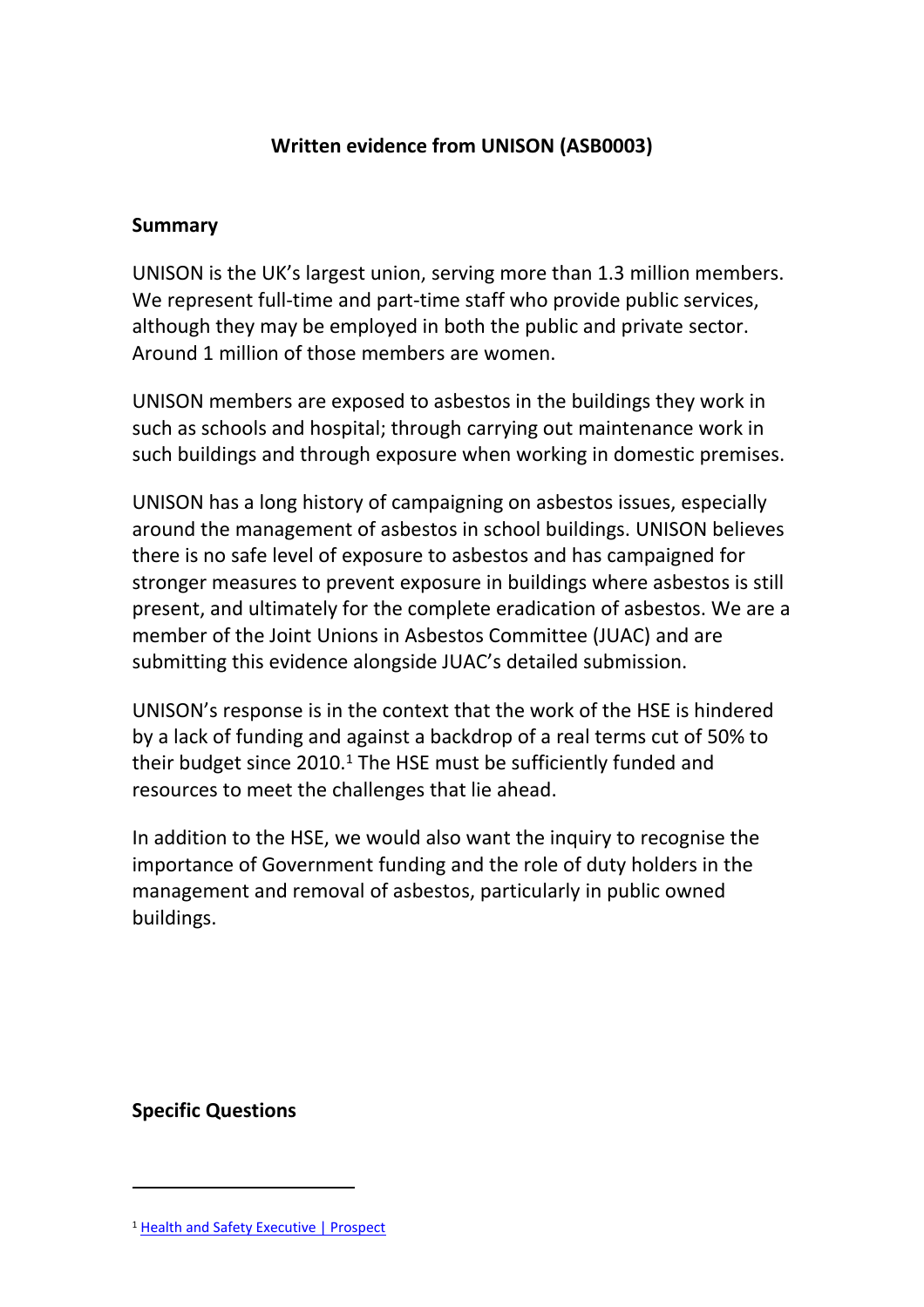# Written evidence from UNISON (ASB0003)

## Summary

UNISON is the UK's largest union, serving more than 1.3 million members. We represent full-time and part-time staff who provide public services, although they may be employed in both the public and private sector. Around 1 million of those members are women.

UNISON members are exposed to asbestos in the buildings they work in such as schools and hospital; through carrying out maintenance work in such buildings and through exposure when working in domestic premises.

UNISON has a long history of campaigning on asbestos issues, especially around the management of asbestos in school buildings. UNISON believes there is no safe level of exposure to asbestos and has campaigned for stronger measures to prevent exposure in buildings where asbestos is still present, and ultimately for the complete eradication of asbestos. We are a member of the Joint Unions in Asbestos Committee (JUAC) and are submitting this evidence alongside JUAC's detailed submission.

UNISON's response is in the context that the work of the HSE is hindered by a lack of funding and against a backdrop of a real terms cut of 50% to their budget since 2010.[1] The HSE must be sufficiently funded and resources to meet the challenges that lie ahead.

In addition to the HSE, we would also want the inquiry to recognise the importance of Government funding and the role of duty holders in the management and removal of asbestos, particularly in public owned buildings.

## Specific Questions

---

[1] Health and Safety Executive | Prospect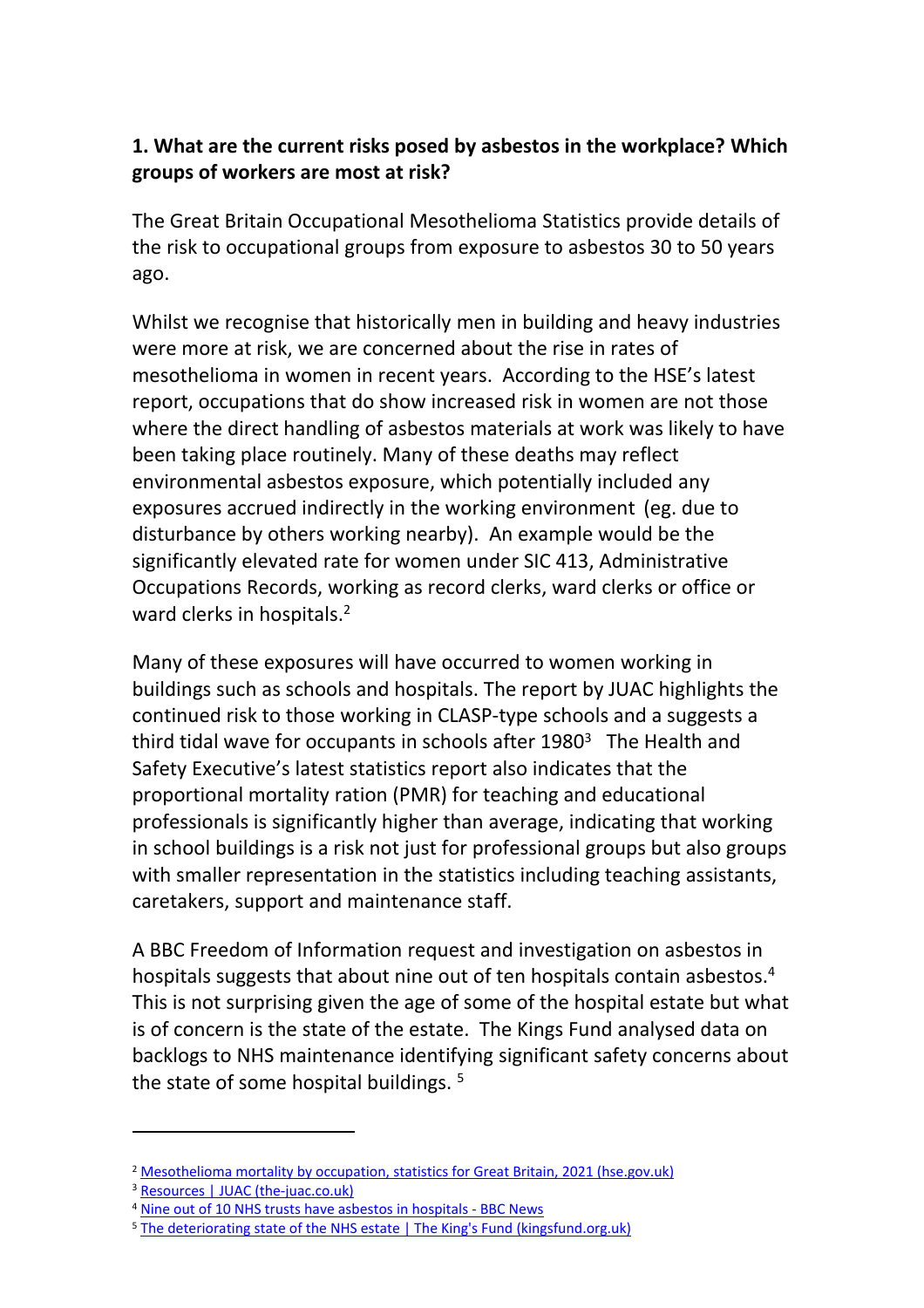**1. What are the current risks posed by asbestos in the workplace? Which groups of workers are most at risk?**

The Great Britain Occupational Mesothelioma Statistics provide details of the risk to occupational groups from exposure to asbestos 30 to 50 years ago.

Whilst we recognise that historically men in building and heavy industries were more at risk, we are concerned about the rise in rates of mesothelioma in women in recent years. According to the HSE's latest report, occupations that do show increased risk in women are not those where the direct handling of asbestos materials at work was likely to have been taking place routinely. Many of these deaths may reflect environmental asbestos exposure, which potentially included any exposures accrued indirectly in the working environment (eg. due to disturbance by others working nearby). An example would be the significantly elevated rate for women under SIC 413, Administrative Occupations Records, working as record clerks, ward clerks or office or ward clerks in hospitals.[2]

Many of these exposures will have occurred to women working in buildings such as schools and hospitals. The report by JUAC highlights the continued risk to those working in CLASP-type schools and a suggests a third tidal wave for occupants in schools after 1980[3] The Health and Safety Executive's latest statistics report also indicates that the proportional mortality ration (PMR) for teaching and educational professionals is significantly higher than average, indicating that working in school buildings is a risk not just for professional groups but also groups with smaller representation in the statistics including teaching assistants, caretakers, support and maintenance staff.

A BBC Freedom of Information request and investigation on asbestos in hospitals suggests that about nine out of ten hospitals contain asbestos.[4] This is not surprising given the age of some of the hospital estate but what is of concern is the state of the estate. The Kings Fund analysed data on backlogs to NHS maintenance identifying significant safety concerns about the state of some hospital buildings. [5]

---

[2] Mesothelioma mortality by occupation, statistics for Great Britain, 2021 (hse.gov.uk)

[3] Resources | JUAC (the-juac.co.uk)

[4] Nine out of 10 NHS trusts have asbestos in hospitals - BBC News

[5] The deteriorating state of the NHS estate | The King's Fund (kingsfund.org.uk)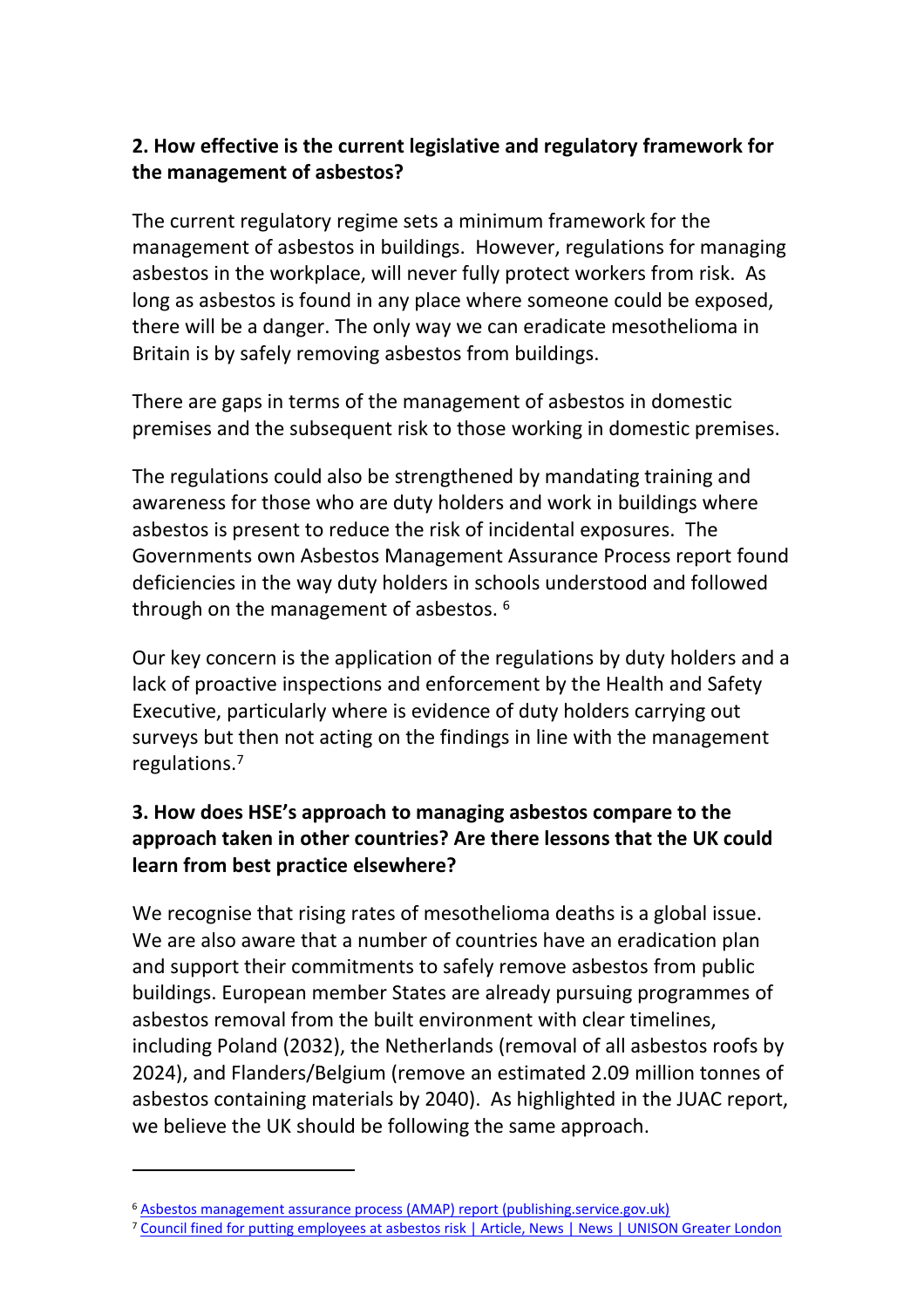**2. How effective is the current legislative and regulatory framework for the management of asbestos?**

The current regulatory regime sets a minimum framework for the management of asbestos in buildings. However, regulations for managing asbestos in the workplace, will never fully protect workers from risk. As long as asbestos is found in any place where someone could be exposed, there will be a danger. The only way we can eradicate mesothelioma in Britain is by safely removing asbestos from buildings.

There are gaps in terms of the management of asbestos in domestic premises and the subsequent risk to those working in domestic premises.

The regulations could also be strengthened by mandating training and awareness for those who are duty holders and work in buildings where asbestos is present to reduce the risk of incidental exposures. The Governments own Asbestos Management Assurance Process report found deficiencies in the way duty holders in schools understood and followed through on the management of asbestos. [6]

Our key concern is the application of the regulations by duty holders and a lack of proactive inspections and enforcement by the Health and Safety Executive, particularly where is evidence of duty holders carrying out surveys but then not acting on the findings in line with the management regulations.[7]

**3. How does HSE's approach to managing asbestos compare to the approach taken in other countries? Are there lessons that the UK could learn from best practice elsewhere?**

We recognise that rising rates of mesothelioma deaths is a global issue. We are also aware that a number of countries have an eradication plan and support their commitments to safely remove asbestos from public buildings. European member States are already pursuing programmes of asbestos removal from the built environment with clear timelines, including Poland (2032), the Netherlands (removal of all asbestos roofs by 2024), and Flanders/Belgium (remove an estimated 2.09 million tonnes of asbestos containing materials by 2040). As highlighted in the JUAC report, we believe the UK should be following the same approach.

---

[6] Asbestos management assurance process (AMAP) report (publishing.service.gov.uk)

[7] Council fined for putting employees at asbestos risk | Article, News | News | UNISON Greater London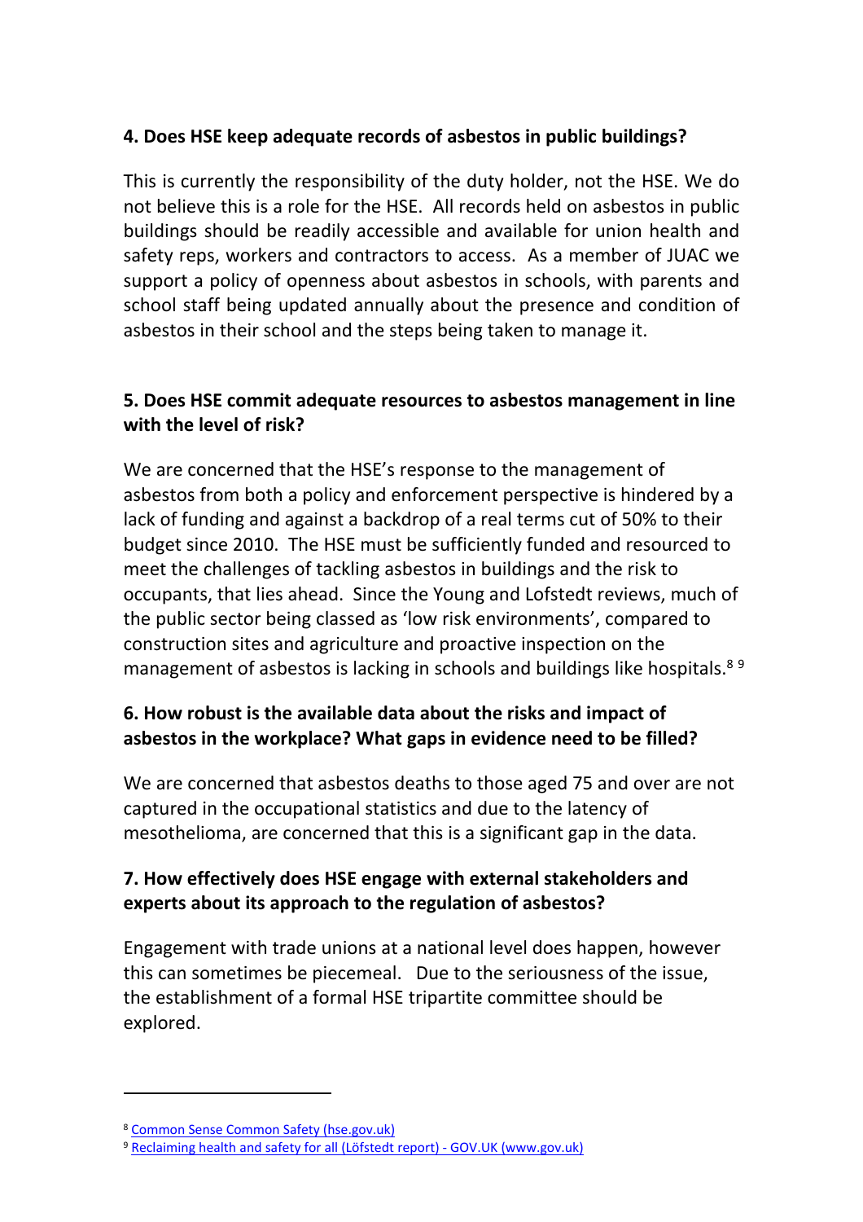**4. Does HSE keep adequate records of asbestos in public buildings?**

This is currently the responsibility of the duty holder, not the HSE. We do not believe this is a role for the HSE. All records held on asbestos in public buildings should be readily accessible and available for union health and safety reps, workers and contractors to access. As a member of JUAC we support a policy of openness about asbestos in schools, with parents and school staff being updated annually about the presence and condition of asbestos in their school and the steps being taken to manage it.

**5. Does HSE commit adequate resources to asbestos management in line with the level of risk?**

We are concerned that the HSE's response to the management of asbestos from both a policy and enforcement perspective is hindered by a lack of funding and against a backdrop of a real terms cut of 50% to their budget since 2010. The HSE must be sufficiently funded and resourced to meet the challenges of tackling asbestos in buildings and the risk to occupants, that lies ahead. Since the Young and Lofstedt reviews, much of the public sector being classed as 'low risk environments', compared to construction sites and agriculture and proactive inspection on the management of asbestos is lacking in schools and buildings like hospitals.[8] [9]

**6. How robust is the available data about the risks and impact of asbestos in the workplace? What gaps in evidence need to be filled?**

We are concerned that asbestos deaths to those aged 75 and over are not captured in the occupational statistics and due to the latency of mesothelioma, are concerned that this is a significant gap in the data.

**7. How effectively does HSE engage with external stakeholders and experts about its approach to the regulation of asbestos?**

Engagement with trade unions at a national level does happen, however this can sometimes be piecemeal. Due to the seriousness of the issue, the establishment of a formal HSE tripartite committee should be explored.

---

[8] Common Sense Common Safety (hse.gov.uk)

[9] Reclaiming health and safety for all (Löfstedt report) - GOV.UK (www.gov.uk)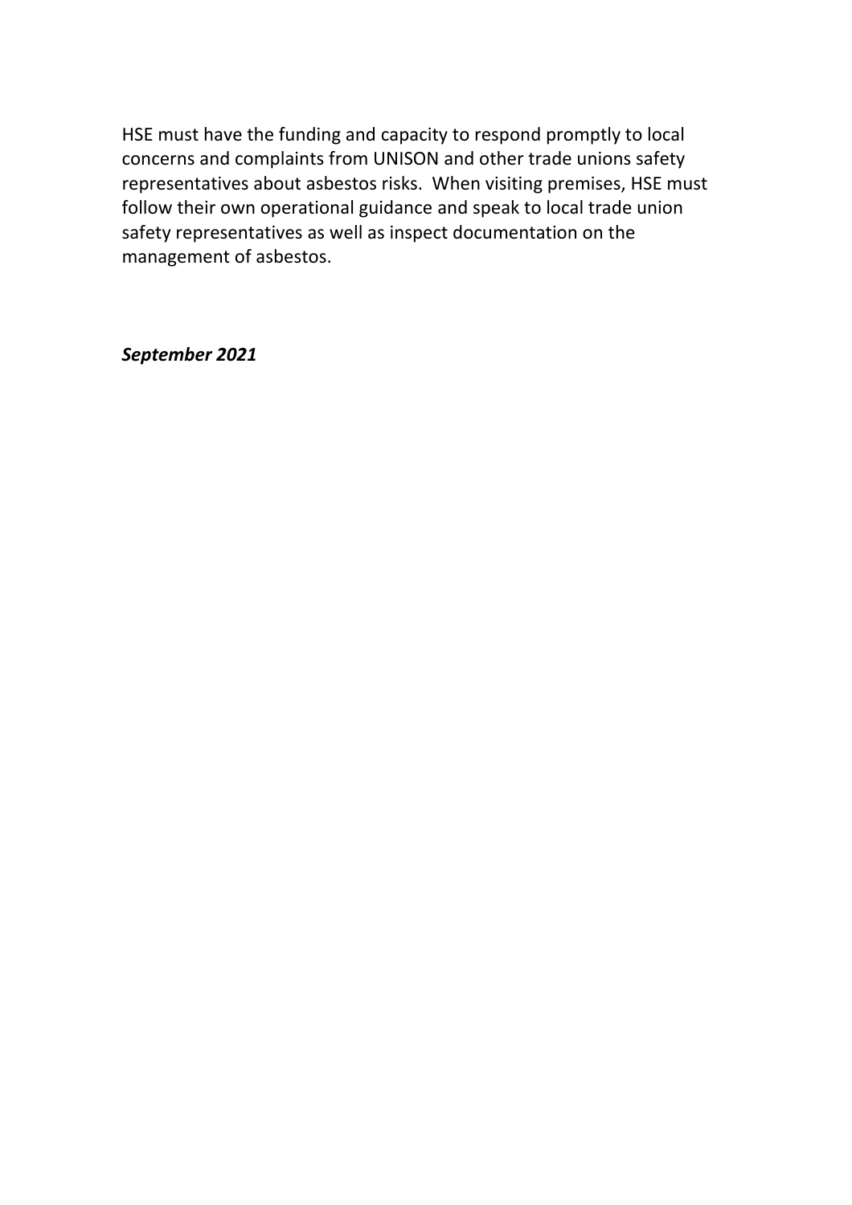HSE must have the funding and capacity to respond promptly to local concerns and complaints from UNISON and other trade unions safety representatives about asbestos risks. When visiting premises, HSE must follow their own operational guidance and speak to local trade union safety representatives as well as inspect documentation on the management of asbestos.

***September 2021***